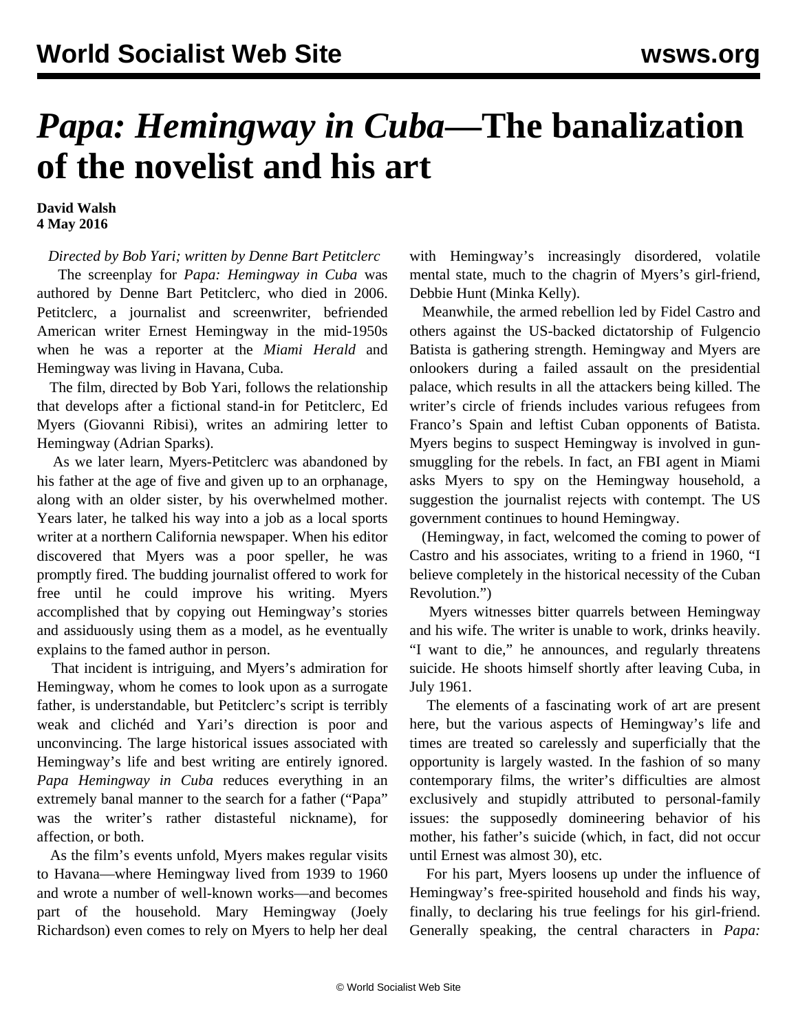# *Papa: Hemingway in Cuba*—The banalization of the novelist and his art

**David Walsh**
**4 May 2016**

*Directed by Bob Yari; written by Denne Bart Petitclerc*

The screenplay for *Papa: Hemingway in Cuba* was authored by Denne Bart Petitclerc, who died in 2006. Petitclerc, a journalist and screenwriter, befriended American writer Ernest Hemingway in the mid-1950s when he was a reporter at the *Miami Herald* and Hemingway was living in Havana, Cuba.

The film, directed by Bob Yari, follows the relationship that develops after a fictional stand-in for Petitclerc, Ed Myers (Giovanni Ribisi), writes an admiring letter to Hemingway (Adrian Sparks).

As we later learn, Myers-Petitclerc was abandoned by his father at the age of five and given up to an orphanage, along with an older sister, by his overwhelmed mother. Years later, he talked his way into a job as a local sports writer at a northern California newspaper. When his editor discovered that Myers was a poor speller, he was promptly fired. The budding journalist offered to work for free until he could improve his writing. Myers accomplished that by copying out Hemingway's stories and assiduously using them as a model, as he eventually explains to the famed author in person.

That incident is intriguing, and Myers's admiration for Hemingway, whom he comes to look upon as a surrogate father, is understandable, but Petitclerc's script is terribly weak and clichéd and Yari's direction is poor and unconvincing. The large historical issues associated with Hemingway's life and best writing are entirely ignored. *Papa Hemingway in Cuba* reduces everything in an extremely banal manner to the search for a father ("Papa" was the writer's rather distasteful nickname), for affection, or both.

As the film's events unfold, Myers makes regular visits to Havana—where Hemingway lived from 1939 to 1960 and wrote a number of well-known works—and becomes part of the household. Mary Hemingway (Joely Richardson) even comes to rely on Myers to help her deal with Hemingway's increasingly disordered, volatile mental state, much to the chagrin of Myers's girl-friend, Debbie Hunt (Minka Kelly).

Meanwhile, the armed rebellion led by Fidel Castro and others against the US-backed dictatorship of Fulgencio Batista is gathering strength. Hemingway and Myers are onlookers during a failed assault on the presidential palace, which results in all the attackers being killed. The writer's circle of friends includes various refugees from Franco's Spain and leftist Cuban opponents of Batista. Myers begins to suspect Hemingway is involved in gun-smuggling for the rebels. In fact, an FBI agent in Miami asks Myers to spy on the Hemingway household, a suggestion the journalist rejects with contempt. The US government continues to hound Hemingway.

(Hemingway, in fact, welcomed the coming to power of Castro and his associates, writing to a friend in 1960, "I believe completely in the historical necessity of the Cuban Revolution.")

Myers witnesses bitter quarrels between Hemingway and his wife. The writer is unable to work, drinks heavily. "I want to die," he announces, and regularly threatens suicide. He shoots himself shortly after leaving Cuba, in July 1961.

The elements of a fascinating work of art are present here, but the various aspects of Hemingway's life and times are treated so carelessly and superficially that the opportunity is largely wasted. In the fashion of so many contemporary films, the writer's difficulties are almost exclusively and stupidly attributed to personal-family issues: the supposedly domineering behavior of his mother, his father's suicide (which, in fact, did not occur until Ernest was almost 30), etc.

For his part, Myers loosens up under the influence of Hemingway's free-spirited household and finds his way, finally, to declaring his true feelings for his girl-friend. Generally speaking, the central characters in *Papa:*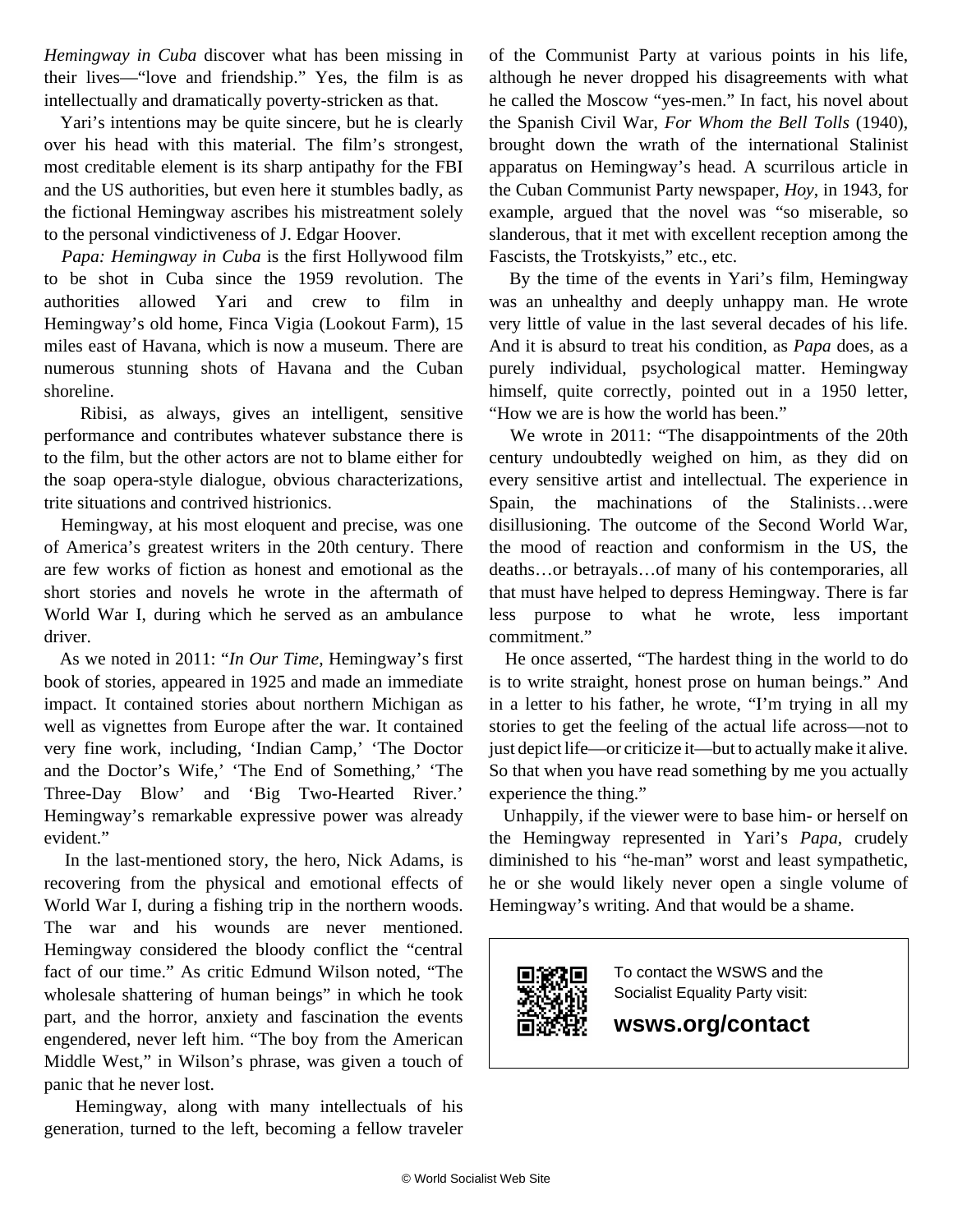*Hemingway in Cuba* discover what has been missing in their lives—"love and friendship." Yes, the film is as intellectually and dramatically poverty-stricken as that.

Yari's intentions may be quite sincere, but he is clearly over his head with this material. The film's strongest, most creditable element is its sharp antipathy for the FBI and the US authorities, but even here it stumbles badly, as the fictional Hemingway ascribes his mistreatment solely to the personal vindictiveness of J. Edgar Hoover.

*Papa: Hemingway in Cuba* is the first Hollywood film to be shot in Cuba since the 1959 revolution. The authorities allowed Yari and crew to film in Hemingway's old home, Finca Vigia (Lookout Farm), 15 miles east of Havana, which is now a museum. There are numerous stunning shots of Havana and the Cuban shoreline.

Ribisi, as always, gives an intelligent, sensitive performance and contributes whatever substance there is to the film, but the other actors are not to blame either for the soap opera-style dialogue, obvious characterizations, trite situations and contrived histrionics.

Hemingway, at his most eloquent and precise, was one of America's greatest writers in the 20th century. There are few works of fiction as honest and emotional as the short stories and novels he wrote in the aftermath of World War I, during which he served as an ambulance driver.

As we noted in 2011: "*In Our Time*, Hemingway's first book of stories, appeared in 1925 and made an immediate impact. It contained stories about northern Michigan as well as vignettes from Europe after the war. It contained very fine work, including, 'Indian Camp,' 'The Doctor and the Doctor's Wife,' 'The End of Something,' 'The Three-Day Blow' and 'Big Two-Hearted River.' Hemingway's remarkable expressive power was already evident."

In the last-mentioned story, the hero, Nick Adams, is recovering from the physical and emotional effects of World War I, during a fishing trip in the northern woods. The war and his wounds are never mentioned. Hemingway considered the bloody conflict the "central fact of our time." As critic Edmund Wilson noted, "The wholesale shattering of human beings" in which he took part, and the horror, anxiety and fascination the events engendered, never left him. "The boy from the American Middle West," in Wilson's phrase, was given a touch of panic that he never lost.

Hemingway, along with many intellectuals of his generation, turned to the left, becoming a fellow traveler of the Communist Party at various points in his life, although he never dropped his disagreements with what he called the Moscow "yes-men." In fact, his novel about the Spanish Civil War, *For Whom the Bell Tolls* (1940), brought down the wrath of the international Stalinist apparatus on Hemingway's head. A scurrilous article in the Cuban Communist Party newspaper, *Hoy*, in 1943, for example, argued that the novel was "so miserable, so slanderous, that it met with excellent reception among the Fascists, the Trotskyists," etc., etc.

By the time of the events in Yari's film, Hemingway was an unhealthy and deeply unhappy man. He wrote very little of value in the last several decades of his life. And it is absurd to treat his condition, as *Papa* does, as a purely individual, psychological matter. Hemingway himself, quite correctly, pointed out in a 1950 letter, "How we are is how the world has been."

We wrote in 2011: "The disappointments of the 20th century undoubtedly weighed on him, as they did on every sensitive artist and intellectual. The experience in Spain, the machinations of the Stalinists…were disillusioning. The outcome of the Second World War, the mood of reaction and conformism in the US, the deaths…or betrayals…of many of his contemporaries, all that must have helped to depress Hemingway. There is far less purpose to what he wrote, less important commitment."

He once asserted, "The hardest thing in the world to do is to write straight, honest prose on human beings." And in a letter to his father, he wrote, "I'm trying in all my stories to get the feeling of the actual life across—not to just depict life—or criticize it—but to actually make it alive. So that when you have read something by me you actually experience the thing."

Unhappily, if the viewer were to base him- or herself on the Hemingway represented in Yari's *Papa*, crudely diminished to his "he-man" worst and least sympathetic, he or she would likely never open a single volume of Hemingway's writing. And that would be a shame.

To contact the WSWS and the Socialist Equality Party visit:

**wsws.org/contact**